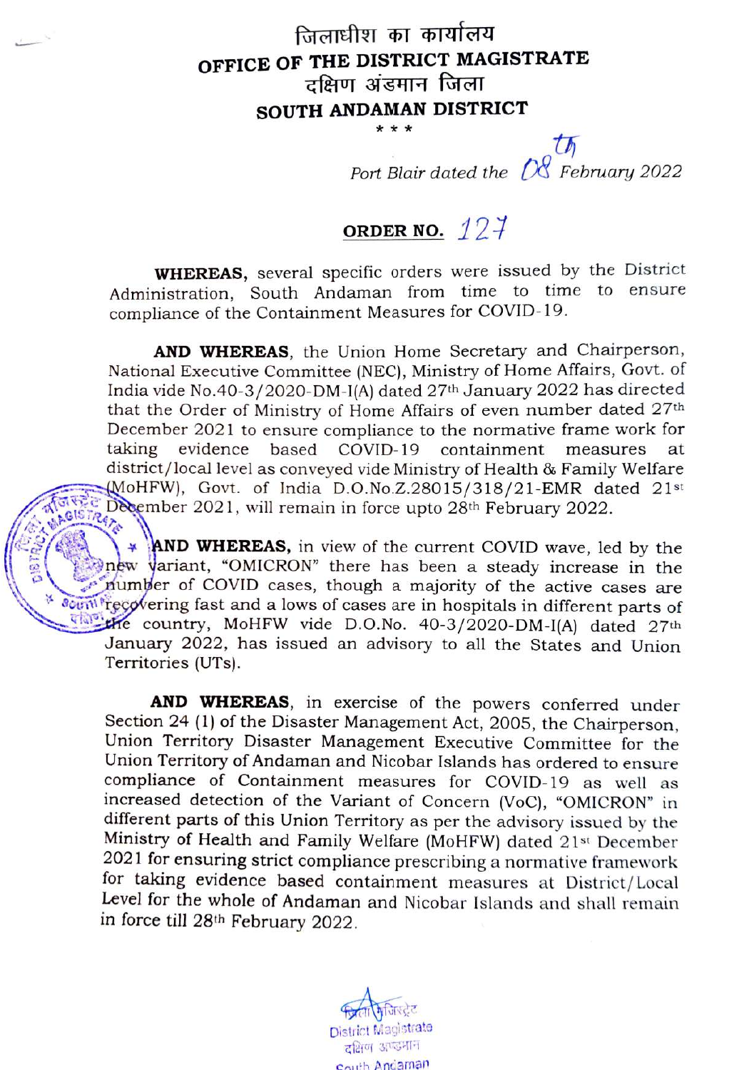# जिलाधीश का कार्यालय
# OFFICE OF THE DISTRICT MAGISTRATE
## दक्षिण अंडमान जिला
## SOUTH ANDAMAN DISTRICT

\* \* \*

*Port Blair dated the 08th February 2022*

**ORDER NO. 127**

**WHEREAS,** several specific orders were issued by the District Administration, South Andaman from time to time to ensure compliance of the Containment Measures for COVID-19.

**AND WHEREAS**, the Union Home Secretary and Chairperson, National Executive Committee (NEC), Ministry of Home Affairs, Govt. of India vide No.40-3/2020-DM-I(A) dated 27th January 2022 has directed that the Order of Ministry of Home Affairs of even number dated 27th December 2021 to ensure compliance to the normative frame work for taking evidence based COVID-19 containment measures at district/local level as conveyed vide Ministry of Health & Family Welfare (MoHFW), Govt. of India D.O.No.Z.28015/318/21-EMR dated 21st December 2021, will remain in force upto 28th February 2022.

**AND WHEREAS,** in view of the current COVID wave, led by the new variant, "OMICRON" there has been a steady increase in the number of COVID cases, though a majority of the active cases are recovering fast and a lows of cases are in hospitals in different parts of the country, MoHFW vide D.O.No. 40-3/2020-DM-I(A) dated 27th January 2022, has issued an advisory to all the States and Union Territories (UTs).

**AND WHEREAS**, in exercise of the powers conferred under Section 24 (1) of the Disaster Management Act, 2005, the Chairperson, Union Territory Disaster Management Executive Committee for the Union Territory of Andaman and Nicobar Islands has ordered to ensure compliance of Containment measures for COVID-19 as well as increased detection of the Variant of Concern (VoC), "OMICRON" in different parts of this Union Territory as per the advisory issued by the Ministry of Health and Family Welfare (MoHFW) dated 21st December 2021 for ensuring strict compliance prescribing a normative framework for taking evidence based containment measures at District/Local Level for the whole of Andaman and Nicobar Islands and shall remain in force till 28th February 2022.

जिला मजिस्ट्रेट
District Magistrate
दक्षिण अण्डमान
South Andaman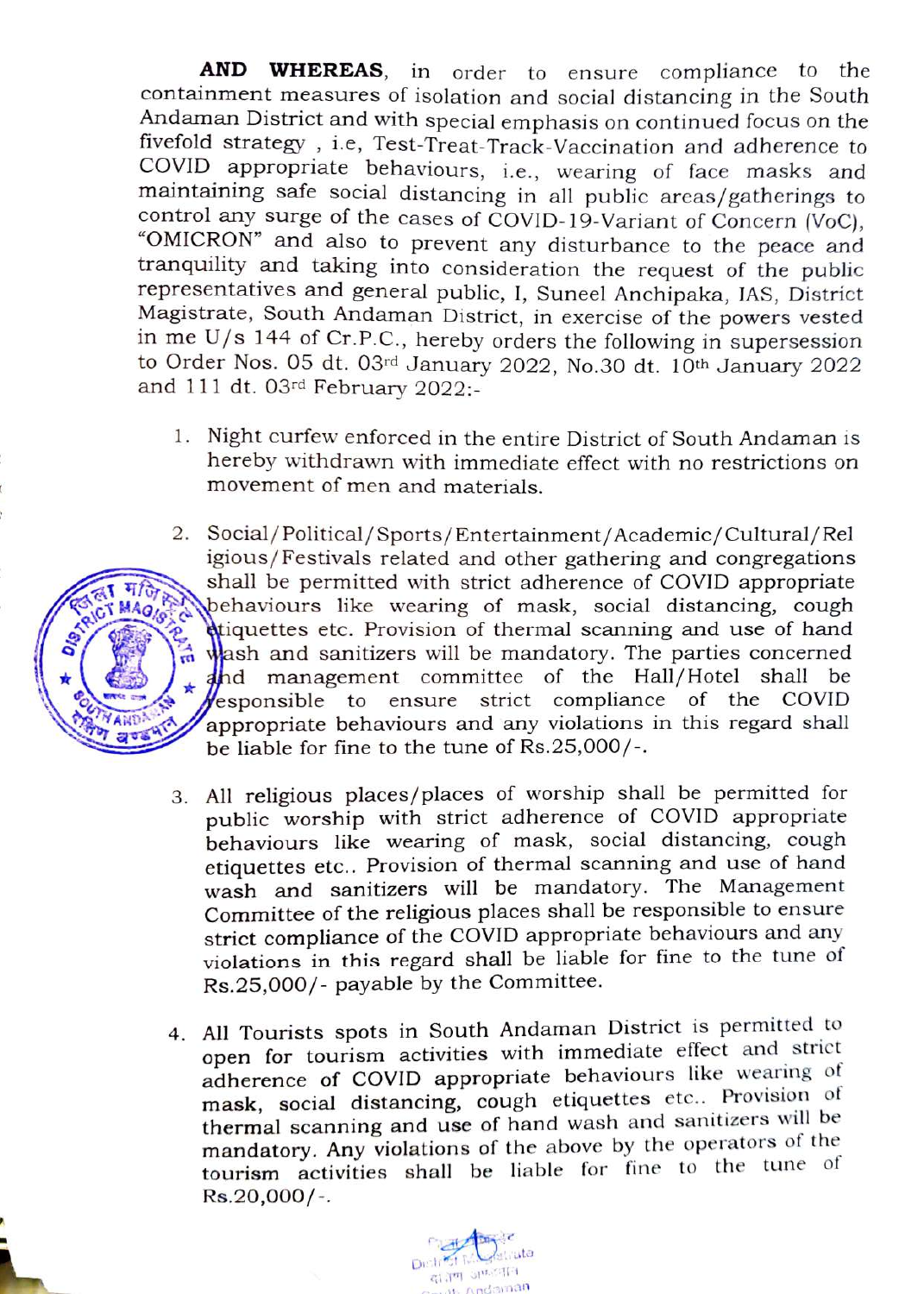**AND WHEREAS**, in order to ensure compliance to the containment measures of isolation and social distancing in the South Andaman District and with special emphasis on continued focus on the fivefold strategy , i.e, Test-Treat-Track-Vaccination and adherence to COVID appropriate behaviours, i.e., wearing of face masks and maintaining safe social distancing in all public areas/gatherings to control any surge of the cases of COVID-19-Variant of Concern (VoC), "OMICRON" and also to prevent any disturbance to the peace and tranquility and taking into consideration the request of the public representatives and general public, I, Suneel Anchipaka, IAS, District Magistrate, South Andaman District, in exercise of the powers vested in me U/s 144 of Cr.P.C., hereby orders the following in supersession to Order Nos. 05 dt. 03rd January 2022, No.30 dt. 10th January 2022 and 111 dt. 03rd February 2022:-

1. Night curfew enforced in the entire District of South Andaman is hereby withdrawn with immediate effect with no restrictions on movement of men and materials.

2. Social/Political/Sports/Entertainment/Academic/Cultural/Religious/Festivals related and other gathering and congregations shall be permitted with strict adherence of COVID appropriate behaviours like wearing of mask, social distancing, cough etiquettes etc. Provision of thermal scanning and use of hand wash and sanitizers will be mandatory. The parties concerned and management committee of the Hall/Hotel shall be responsible to ensure strict compliance of the COVID appropriate behaviours and any violations in this regard shall be liable for fine to the tune of Rs.25,000/-.

3. All religious places/places of worship shall be permitted for public worship with strict adherence of COVID appropriate behaviours like wearing of mask, social distancing, cough etiquettes etc.. Provision of thermal scanning and use of hand wash and sanitizers will be mandatory. The Management Committee of the religious places shall be responsible to ensure strict compliance of the COVID appropriate behaviours and any violations in this regard shall be liable for fine to the tune of Rs.25,000/- payable by the Committee.

4. All Tourists spots in South Andaman District is permitted to open for tourism activities with immediate effect and strict adherence of COVID appropriate behaviours like wearing of mask, social distancing, cough etiquettes etc.. Provision of thermal scanning and use of hand wash and sanitizers will be mandatory. Any violations of the above by the operators of the tourism activities shall be liable for fine to the tune of Rs.20,000/-.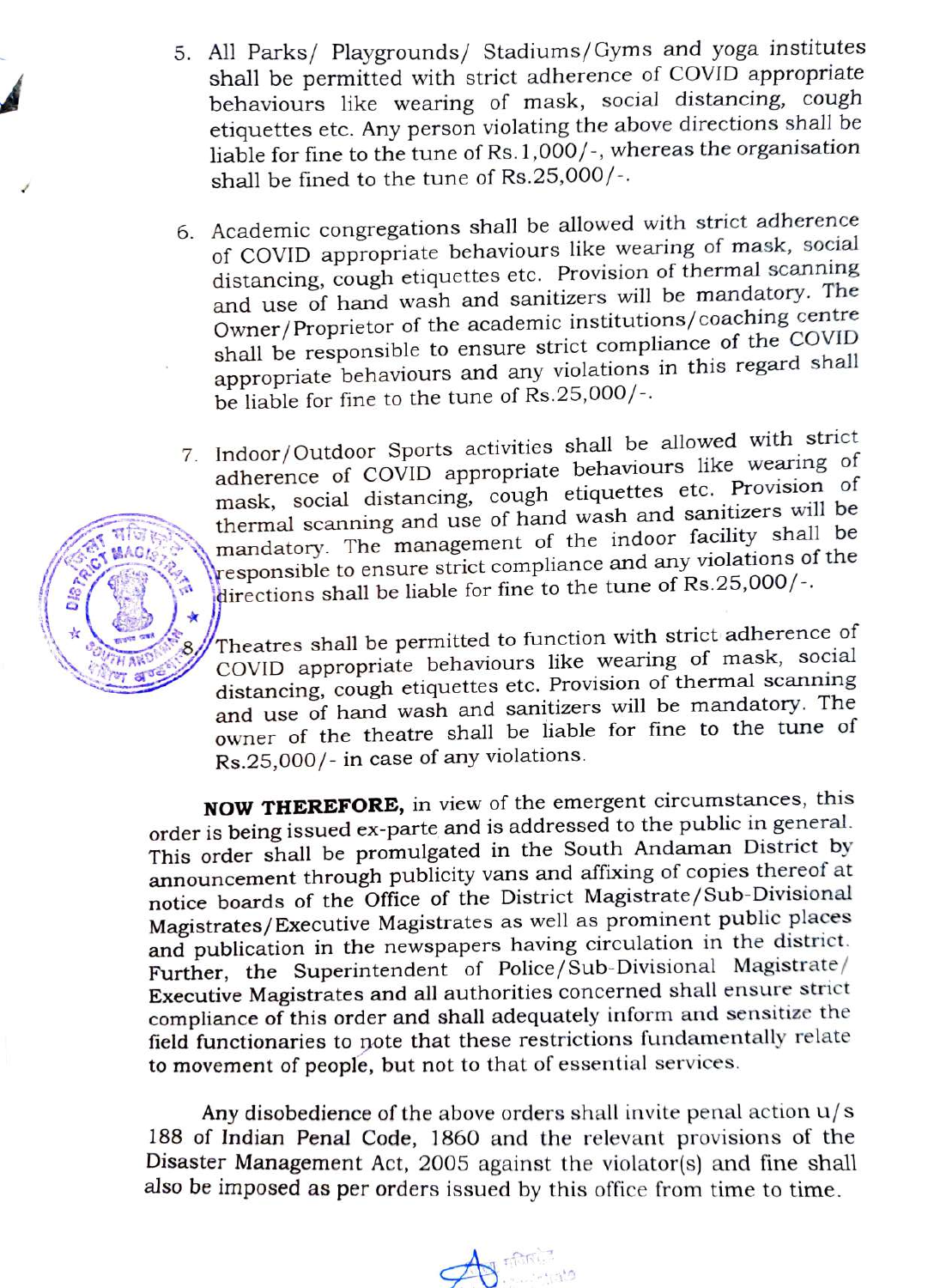5. All Parks/ Playgrounds/ Stadiums/Gyms and yoga institutes shall be permitted with strict adherence of COVID appropriate behaviours like wearing of mask, social distancing, cough etiquettes etc. Any person violating the above directions shall be liable for fine to the tune of Rs.1,000/-, whereas the organisation shall be fined to the tune of Rs.25,000/-.

6. Academic congregations shall be allowed with strict adherence of COVID appropriate behaviours like wearing of mask, social distancing, cough etiquettes etc. Provision of thermal scanning and use of hand wash and sanitizers will be mandatory. The Owner/Proprietor of the academic institutions/coaching centre shall be responsible to ensure strict compliance of the COVID appropriate behaviours and any violations in this regard shall be liable for fine to the tune of Rs.25,000/-.

7. Indoor/Outdoor Sports activities shall be allowed with strict adherence of COVID appropriate behaviours like wearing of mask, social distancing, cough etiquettes etc. Provision of thermal scanning and use of hand wash and sanitizers will be mandatory. The management of the indoor facility shall be responsible to ensure strict compliance and any violations of the directions shall be liable for fine to the tune of Rs.25,000/-.

8. Theatres shall be permitted to function with strict adherence of COVID appropriate behaviours like wearing of mask, social distancing, cough etiquettes etc. Provision of thermal scanning and use of hand wash and sanitizers will be mandatory. The owner of the theatre shall be liable for fine to the tune of Rs.25,000/- in case of any violations.

**NOW THEREFORE,** in view of the emergent circumstances, this order is being issued ex-parte and is addressed to the public in general. This order shall be promulgated in the South Andaman District by announcement through publicity vans and affixing of copies thereof at notice boards of the Office of the District Magistrate/Sub-Divisional Magistrates/Executive Magistrates as well as prominent public places and publication in the newspapers having circulation in the district. Further, the Superintendent of Police/Sub-Divisional Magistrate/ Executive Magistrates and all authorities concerned shall ensure strict compliance of this order and shall adequately inform and sensitize the field functionaries to note that these restrictions fundamentally relate to movement of people, but not to that of essential services.

Any disobedience of the above orders shall invite penal action u/s 188 of Indian Penal Code, 1860 and the relevant provisions of the Disaster Management Act, 2005 against the violator(s) and fine shall also be imposed as per orders issued by this office from time to time.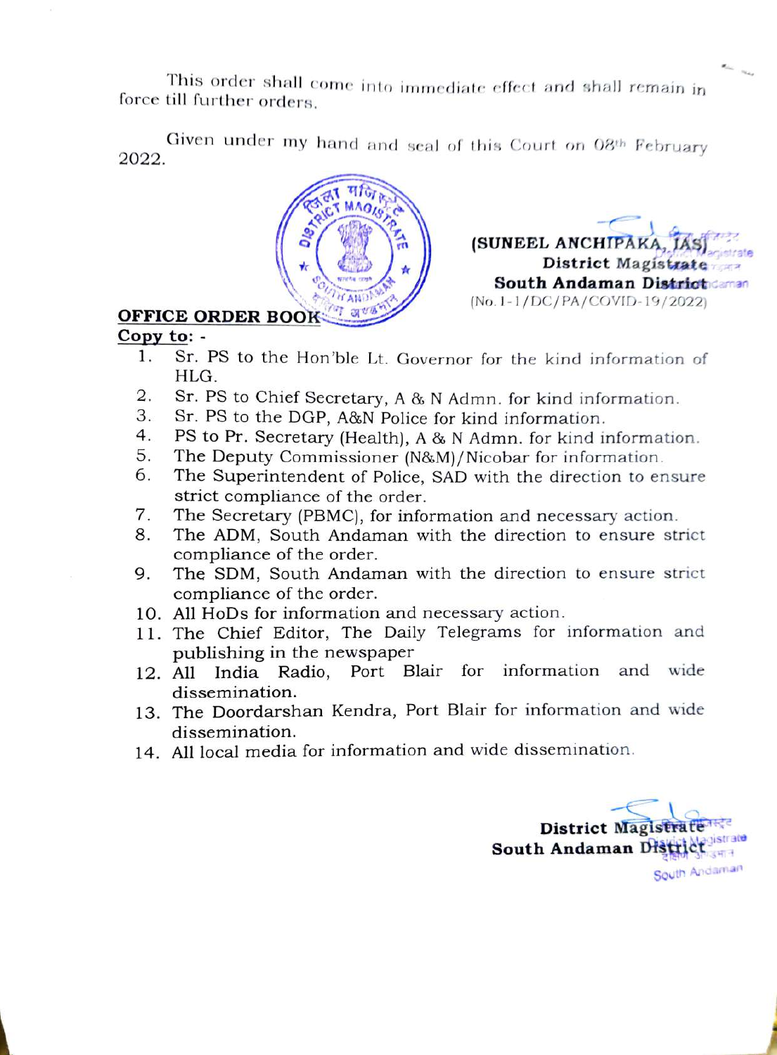This order shall come into immediate effect and shall remain in force till further orders.

Given under my hand and seal of this Court on 08th February 2022.

**(SUNEEL ANCHIPAKA, IAS)**
**District Magistrate**
**South Andaman District**
(No.1-1/DC/PA/COVID-19/2022)

**OFFICE ORDER BOOK**

**Copy to: -**

1. Sr. PS to the Hon'ble Lt. Governor for the kind information of HLG.
2. Sr. PS to Chief Secretary, A & N Admn. for kind information.
3. Sr. PS to the DGP, A&N Police for kind information.
4. PS to Pr. Secretary (Health), A & N Admn. for kind information.
5. The Deputy Commissioner (N&M)/Nicobar for information.
6. The Superintendent of Police, SAD with the direction to ensure strict compliance of the order.
7. The Secretary (PBMC), for information and necessary action.
8. The ADM, South Andaman with the direction to ensure strict compliance of the order.
9. The SDM, South Andaman with the direction to ensure strict compliance of the order.
10. All HoDs for information and necessary action.
11. The Chief Editor, The Daily Telegrams for information and publishing in the newspaper
12. All India Radio, Port Blair for information and wide dissemination.
13. The Doordarshan Kendra, Port Blair for information and wide dissemination.
14. All local media for information and wide dissemination.

**District Magistrate**
**South Andaman District**